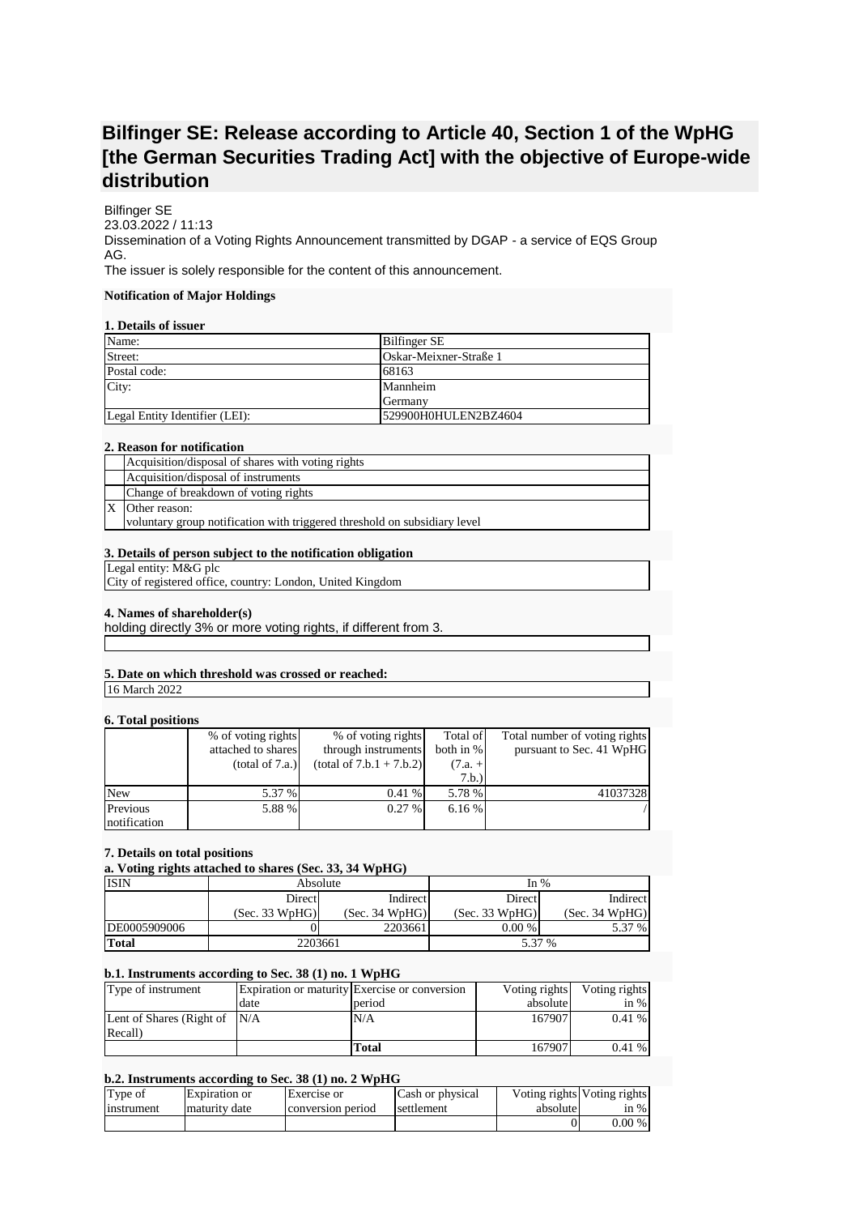# Bilfinger SE: Release according to Article 40, Section 1 of the WpHG [the German Securities Trading Act] with the objective of Europe-wide distribution

Bilfinger SE
23.03.2022 / 11:13
Dissemination of a Voting Rights Announcement transmitted by DGAP - a service of EQS Group AG.
The issuer is solely responsible for the content of this announcement.

**Notification of Major Holdings**

**1. Details of issuer**

| Name: | Bilfinger SE |
|---|---|
| Street: | Oskar-Meixner-Straße 1 |
| Postal code: | 68163 |
| City: | Mannheim<br>Germany |
| Legal Entity Identifier (LEI): | 529900H0HULEN2BZ4604 |

**2. Reason for notification**

| | |
|---|---|
| | Acquisition/disposal of shares with voting rights |
| | Acquisition/disposal of instruments |
| | Change of breakdown of voting rights |
| X | Other reason:<br>voluntary group notification with triggered threshold on subsidiary level |

**3. Details of person subject to the notification obligation**

Legal entity: M&G plc
City of registered office, country: London, United Kingdom

**4. Names of shareholder(s)**

holding directly 3% or more voting rights, if different from 3.

**5. Date on which threshold was crossed or reached:**

16 March 2022

**6. Total positions**

| | % of voting rights attached to shares (total of 7.a.) | % of voting rights through instruments (total of 7.b.1 + 7.b.2) | Total of both in % (7.a. + 7.b.) | Total number of voting rights pursuant to Sec. 41 WpHG |
|---|---|---|---|---|
| New | 5.37 % | 0.41 % | 5.78 % | 41037328 |
| Previous notification | 5.88 % | 0.27 % | 6.16 % | / |

**7. Details on total positions**

**a. Voting rights attached to shares (Sec. 33, 34 WpHG)**

| ISIN | Absolute | | In % | |
|---|---|---|---|---|
| | Direct (Sec. 33 WpHG) | Indirect (Sec. 34 WpHG) | Direct (Sec. 33 WpHG) | Indirect (Sec. 34 WpHG) |
| DE0005909006 | 0 | 2203661 | 0.00 % | 5.37 % |
| **Total** | 2203661 | | 5.37 % | |

**b.1. Instruments according to Sec. 38 (1) no. 1 WpHG**

| Type of instrument | Expiration or maturity date | Exercise or conversion period | Voting rights absolute | Voting rights in % |
|---|---|---|---|---|
| Lent of Shares (Right of Recall) | N/A | N/A | 167907 | 0.41 % |
| | | **Total** | 167907 | 0.41 % |

**b.2. Instruments according to Sec. 38 (1) no. 2 WpHG**

| Type of instrument | Expiration or maturity date | Exercise or conversion period | Cash or physical settlement | Voting rights absolute | Voting rights in % |
|---|---|---|---|---|---|
| | | | | 0 | 0.00 % |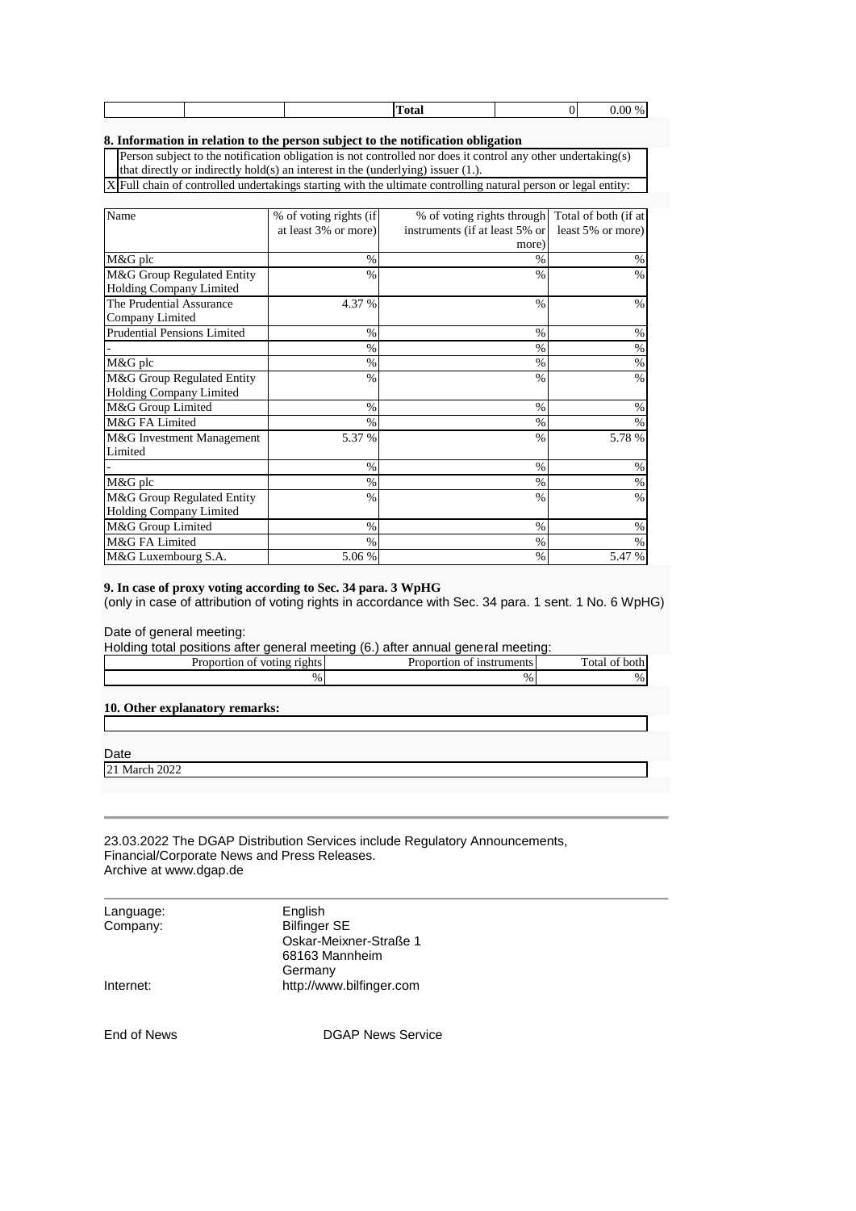| | | | | | |
|---|---|---|---|---|---|
| | | | **Total** | 0 | 0.00 % |

**8. Information in relation to the person subject to the notification obligation**

| | |
|---|---|
| | Person subject to the notification obligation is not controlled nor does it control any other undertaking(s) that directly or indirectly hold(s) an interest in the (underlying) issuer (1.). |
| X | Full chain of controlled undertakings starting with the ultimate controlling natural person or legal entity: |

| Name | % of voting rights (if at least 3% or more) | % of voting rights through instruments (if at least 5% or more) | Total of both (if at least 5% or more) |
|---|---|---|---|
| M&G plc | % | % | % |
| M&G Group Regulated Entity Holding Company Limited | % | % | % |
| The Prudential Assurance Company Limited | 4.37 % | % | % |
| Prudential Pensions Limited | % | % | % |
| - | % | % | % |
| M&G plc | % | % | % |
| M&G Group Regulated Entity Holding Company Limited | % | % | % |
| M&G Group Limited | % | % | % |
| M&G FA Limited | % | % | % |
| M&G Investment Management Limited | 5.37 % | % | 5.78 % |
| - | % | % | % |
| M&G plc | % | % | % |
| M&G Group Regulated Entity Holding Company Limited | % | % | % |
| M&G Group Limited | % | % | % |
| M&G FA Limited | % | % | % |
| M&G Luxembourg S.A. | 5.06 % | % | 5.47 % |

**9. In case of proxy voting according to Sec. 34 para. 3 WpHG**
(only in case of attribution of voting rights in accordance with Sec. 34 para. 1 sent. 1 No. 6 WpHG)

Date of general meeting:

Holding total positions after general meeting (6.) after annual general meeting:

| Proportion of voting rights | Proportion of instruments | Total of both |
|---|---|---|
| % | % | % |

**10. Other explanatory remarks:**

Date

21 March 2022

23.03.2022 The DGAP Distribution Services include Regulatory Announcements, Financial/Corporate News and Press Releases.
Archive at www.dgap.de

| | |
|---|---|
| Language: | English |
| Company: | Bilfinger SE<br>Oskar-Meixner-Straße 1<br>68163 Mannheim<br>Germany |
| Internet: | http://www.bilfinger.com |

End of News DGAP News Service